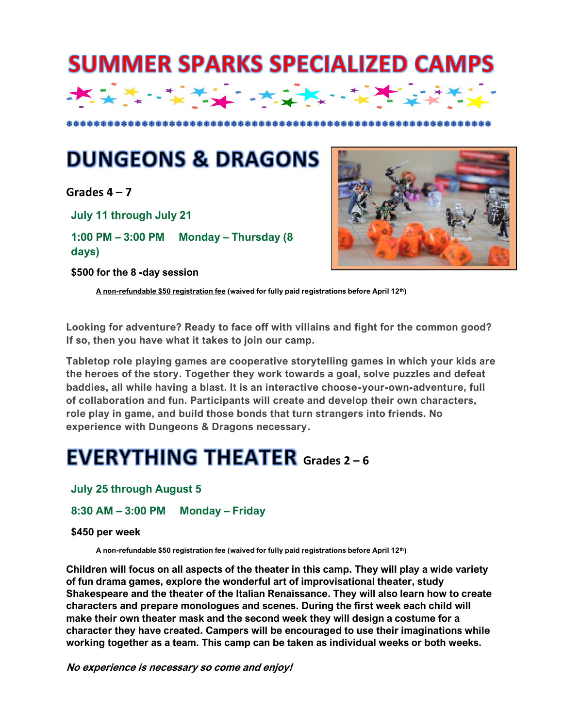# SUMMER SPARKS SPECIALIZED CAMPS

## DUNGEONS & DRAGONS

**Grades 4 – 7**

**July 11 through July 21**

**1:00 PM – 3:00 PM Monday – Thursday (8 days)**

**$500 for the 8 -day session**

**A non-refundable $50 registration fee (waived for fully paid registrations before April 12th)**

**Looking for adventure? Ready to face off with villains and fight for the common good? If so, then you have what it takes to join our camp.**

**Tabletop role playing games are cooperative storytelling games in which your kids are the heroes of the story. Together they work towards a goal, solve puzzles and defeat baddies, all while having a blast. It is an interactive choose-your-own-adventure, full of collaboration and fun. Participants will create and develop their own characters, role play in game, and build those bonds that turn strangers into friends. No experience with Dungeons & Dragons necessary.**

## EVERYTHING THEATER Grades 2 – 6

**July 25 through August 5**

**8:30 AM – 3:00 PM Monday – Friday**

**$450 per week**

**A non-refundable $50 registration fee (waived for fully paid registrations before April 12th)**

**Children will focus on all aspects of the theater in this camp. They will play a wide variety of fun drama games, explore the wonderful art of improvisational theater, study Shakespeare and the theater of the Italian Renaissance. They will also learn how to create characters and prepare monologues and scenes. During the first week each child will make their own theater mask and the second week they will design a costume for a character they have created. Campers will be encouraged to use their imaginations while working together as a team. This camp can be taken as individual weeks or both weeks.**

***No experience is necessary so come and enjoy!***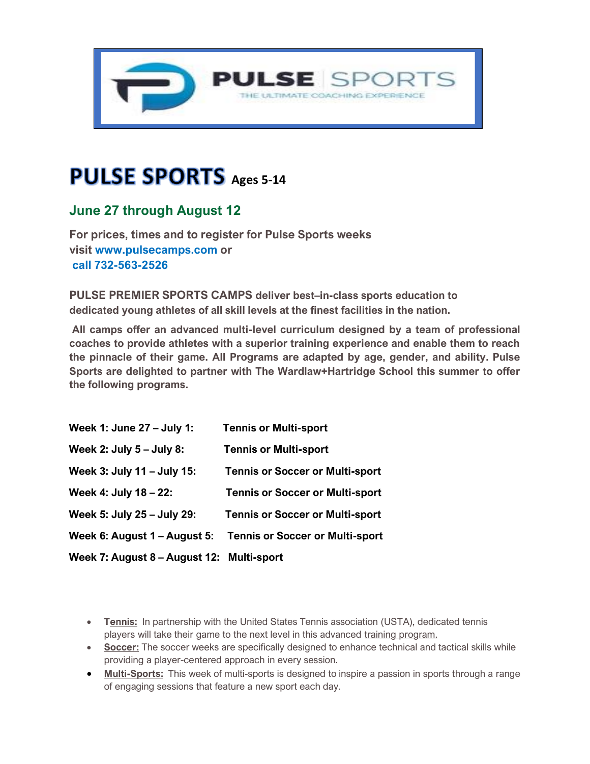PULSE | SPORTS

THE ULTIMATE COACHING EXPERIENCE

# PULSE SPORTS Ages 5-14

## June 27 through August 12

**For prices, times and to register for Pulse Sports weeks visit www.pulsecamps.com or call 732-563-2526**

**PULSE PREMIER SPORTS CAMPS deliver best–in-class sports education to dedicated young athletes of all skill levels at the finest facilities in the nation.**

**All camps offer an advanced multi-level curriculum designed by a team of professional coaches to provide athletes with a superior training experience and enable them to reach the pinnacle of their game. All Programs are adapted by age, gender, and ability. Pulse Sports are delighted to partner with The Wardlaw+Hartridge School this summer to offer the following programs.**

| | |
|---|---|
| **Week 1: June 27 – July 1:** | **Tennis or Multi-sport** |
| **Week 2: July 5 – July 8:** | **Tennis or Multi-sport** |
| **Week 3: July 11 – July 15:** | **Tennis or Soccer or Multi-sport** |
| **Week 4: July 18 – 22:** | **Tennis or Soccer or Multi-sport** |
| **Week 5: July 25 – July 29:** | **Tennis or Soccer or Multi-sport** |
| **Week 6: August 1 – August 5:** | **Tennis or Soccer or Multi-sport** |
| **Week 7: August 8 – August 12:** | **Multi-sport** |

- **Tennis:** In partnership with the United States Tennis association (USTA), dedicated tennis players will take their game to the next level in this advanced training program.
- **Soccer:** The soccer weeks are specifically designed to enhance technical and tactical skills while providing a player-centered approach in every session.
- **Multi-Sports:** This week of multi-sports is designed to inspire a passion in sports through a range of engaging sessions that feature a new sport each day.